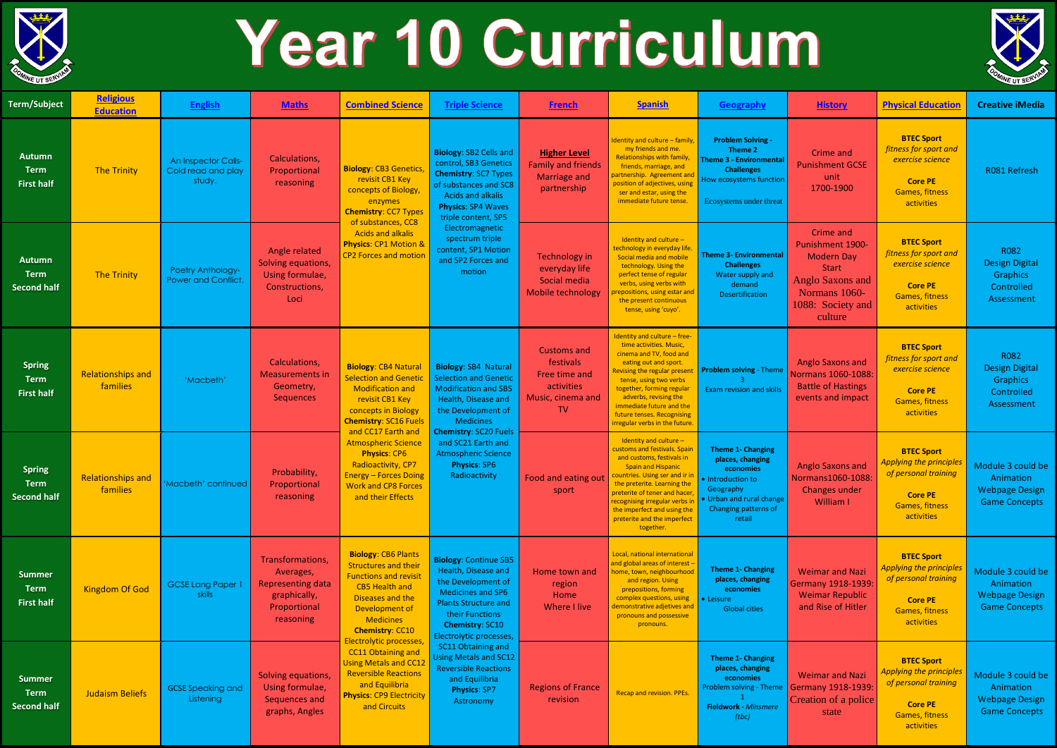# Year 10 Curriculum

| Term/Subject | Religious Education | English | Maths | Combined Science | Triple Science | French | Spanish | Geography | History | Physical Education | Creative iMedia |
|---|---|---|---|---|---|---|---|---|---|---|---|
| Autumn Term First half | The Trinity | An Inspector Calls- Cold read and play study. | Calculations, Proportional reasoning | **Biology**: CB3 Genetics, revisit CB1 Key concepts of Biology, enzymes **Chemistry**: CC7 Types of substances, CC8 Acids and alkalis **Physics**: CP1 Motion & CP2 Forces and motion | **Biology**: SB2 Cells and control, SB3 Genetics **Chemistry**: SC7 Types of substances and SC8 Acids and alkalis **Physics**: SP4 Waves triple content, SP5 Electromagnetic spectrum triple content, SP1 Motion and SP2 Forces and motion | **Higher Level** Family and friends Marriage and partnership | Identity and culture – family, my friends and me. Relationships with family, friends, marriage, and partnership. Agreement and position of adjectives, using ser and estar, using the immediate future tense. | **Problem Solving - Theme 2** **Theme 3 - Environmental Challenges** How ecosystems function Ecosystems under threat | Crime and Punishment GCSE unit 1700-1900 | **BTEC Sport** *fitness for sport and exercise science* **Core PE** Games, fitness activities | R081 Refresh |
| Autumn Term Second half | The Trinity | Poetry Anthology-Power and Conflict. | Angle related Solving equations, Using formulae, Constructions, Loci | | | Technology in everyday life Social media Mobile technology | Identity and culture – technology in everyday life. Social media and mobile technology. Using the perfect tense of regular verbs, using verbs with prepositions, using estar and the present continuous tense, using 'cuyo'. | **Theme 3- Environmental Challenges** Water supply and demand Desertification | Crime and Punishment 1900-Modern Day Start Anglo Saxons and Normans 1060-1088: Society and culture | **BTEC Sport** *fitness for sport and exercise science* **Core PE** Games, fitness activities | R082 Design Digital Graphics Controlled Assessment |
| Spring Term First half | Relationships and families | 'Macbeth' | Calculations, Measurements in Geometry, Sequences | **Biology**: CB4 Natural Selection and Genetic Modification and revisit CB1 Key concepts in Biology **Chemistry**: SC16 Fuels and CC17 Earth and Atmospheric Science **Physics**: CP6 Radioactivity, CP7 Energy – Forces Doing Work and CP8 Forces and their Effects | **Biology**: SB4 Natural Selection and Genetic Modification and SB5 Health, Disease and the Development of Medicines **Chemistry**: SC20 Fuels and SC21 Earth and Atmospheric Science **Physics**: SP6 Radioactivity | Customs and festivals Free time and activities Music, cinema and TV | Identity and culture – free-time activities. Music, cinema and TV, food and eating out and sport. Revising the regular present tense, using two verbs together, forming regular adverbs, revising the immediate future and the future tenses. Recognising irregular verbs in the future. | **Problem solving** - Theme 3 Exam revision and skills | Anglo Saxons and Normans 1060-1088: Battle of Hastings events and impact | **BTEC Sport** *fitness for sport and exercise science* **Core PE** Games, fitness activities | R082 Design Digital Graphics Controlled Assessment |
| Spring Term Second half | Relationships and families | 'Macbeth' continued | Probability, Proportional reasoning | | | Food and eating out sport | Identity and culture – customs and festivals. Spain and customs, festivals in Spain and Hispanic countries. Using ser and ir in the preterite. Learning the preterite of tener and hacer, recognising irregular verbs in the imperfect and using the preterite and the imperfect together. | **Theme 1- Changing places, changing economies** • Introduction to Geography • Urban and rural change Changing patterns of retail | Anglo Saxons and Normans1060-1088: Changes under William I | **BTEC Sport** *Applying the principles of personal training* **Core PE** Games, fitness activities | Module 3 could be Animation Webpage Design Game Concepts |
| Summer Term First half | Kingdom Of God | GCSE Lang Paper 1 skills | Transformations, Averages, Representing data graphically, Proportional reasoning | **Biology**: CB6 Plants Structures and their Functions and revisit CB5 Health and Diseases and the Development of Medicines **Chemistry**: CC10 Electrolytic processes, CC11 Obtaining and Using Metals and CC12 Reversible Reactions and Equilibria **Physics**: CP9 Electricity and Circuits | **Biology**: Continue SB5 Health, Disease and the Development of Medicines and SP6 Plants Structure and their Functions **Chemistry**: SC10 Electrolytic processes, SC11 Obtaining and Using Metals and SC12 Reversible Reactions and Equilibria **Physics**: SP7 Astronomy | Home town and region Home Where I live | Local, national international and global areas of interest – home, town, neighbourhood and region. Using prepositions, forming complex questions, using demonstrative adjetives and pronouns and possessive pronouns. | **Theme 1- Changing places, changing economies** • Leisure Global cities | Weimar and Nazi Germany 1918-1939: Weimar Republic and Rise of Hitler | **BTEC Sport** *Applying the principles of personal training* **Core PE** Games, fitness activities | Module 3 could be Animation Webpage Design Game Concepts |
| Summer Term Second half | Judaism Beliefs | GCSE Speaking and Listening | Solving equations, Using formulae, Sequences and graphs, Angles | | | Regions of France revision | Recap and revision. PPEs. | **Theme 1- Changing places, changing economies** Problem solving - Theme 1 **Fieldwork** - *Minsmere (tbc)* | Weimar and Nazi Germany 1918-1939: Creation of a police state | **BTEC Sport** *Applying the principles of personal training* **Core PE** Games, fitness activities | Module 3 could be Animation Webpage Design Game Concepts |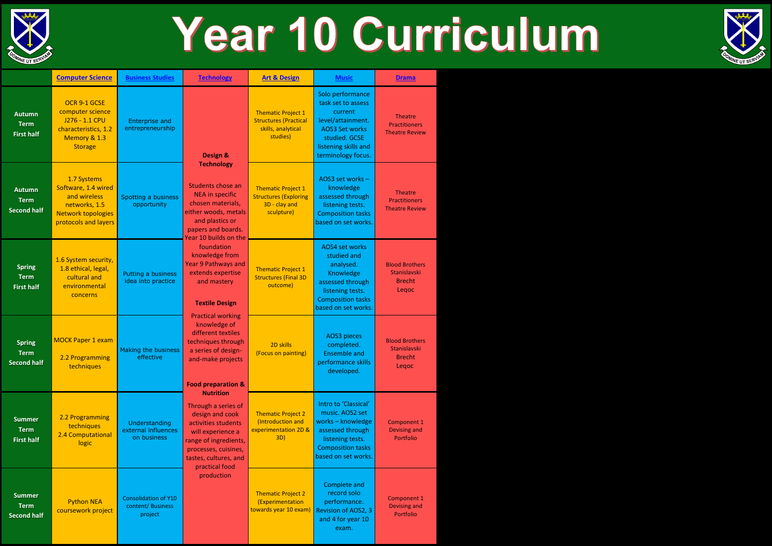# Year 10 Curriculum

| | Computer Science | Business Studies | Technology | Art & Design | Music | Drama |
|---|---|---|---|---|---|---|
| Autumn Term First half | OCR 9-1 GCSE computer science J276 - 1.1 CPU characteristics, 1.2 Memory & 1.3 Storage | Enterprise and entrepreneurship | **Design & Technology** Students chose an NEA in specific chosen materials, either woods, metals and plastics or papers and boards. Year 10 builds on the foundation knowledge from Year 9 Pathways and extends expertise and mastery | Thematic Project 1 Structures (Practical skills, analytical studies) | Solo performance task set to assess current level/attainment. AOS3 Set works studied. GCSE listening skills and terminology focus. | Theatre Practitioners Theatre Review |
| Autumn Term Second half | 1.7 Systems Software, 1.4 wired and wireless networks, 1.5 Network topologies protocols and layers | Spotting a business opportunity | | Thematic Project 1 Structures (Exploring 3D - clay and sculpture) | AOS3 set works – knowledge assessed through listening tests. Composition tasks based on set works. | Theatre Practitioners Theatre Review |
| Spring Term First half | 1.6 System security, 1.8 ethical, legal, cultural and environmental concerns | Putting a business idea into practice | **Textile Design** Practical working knowledge of different textiles techniques through a series of design-and-make projects | Thematic Project 1 Structures (Final 3D outcome) | AOS4 set works studied and analysed. Knowledge assessed through listening tests. Composition tasks based on set works. | Blood Brothers Stanislavski Brecht Leqoc |
| Spring Term Second half | MOCK Paper 1 exam 2.2 Programming techniques | Making the business effective | | 2D skills (Focus on painting) | AOS3 pieces completed. Ensemble and performance skills developed. | Blood Brothers Stanislavski Brecht Leqoc |
| Summer Term First half | 2.2 Programming techniques 2.4 Computational logic | Understanding external influences on business | **Food preparation & Nutrition** Through a series of design and cook activities students will experience a range of ingredients, processes, cuisines, tastes, cultures, and practical food production | Thematic Project 2 (Introduction and experimentation 2D & 3D) | Intro to 'Classical' music. AOS2 set works – knowledge assessed through listening tests. Composition tasks based on set works. | Component 1 Devising and Portfolio |
| Summer Term Second half | Python NEA coursework project | Consolidation of Y10 content/ Business project | | Thematic Project 2 (Experimentation towards year 10 exam) | Complete and record solo performance. Revision of AOS2, 3 and 4 for year 10 exam. | Component 1 Devising and Portfolio |